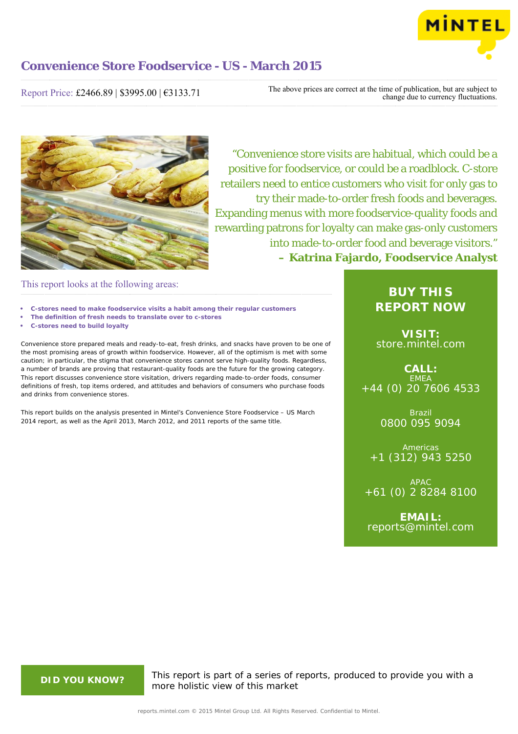# Convenience Store Foodservice - US - March 2015

Report Price: £2466.89 | $3995.00 | €3133.71

The above prices are correct at the time of publication, but are subject to change due to currency fluctuations.

"Convenience store visits are habitual, which could be a positive for foodservice, or could be a roadblock. C-store retailers need to entice customers who visit for only gas to try their made-to-order fresh foods and beverages. Expanding menus with more foodservice-quality foods and rewarding patrons for loyalty can make gas-only customers into made-to-order food and beverage visitors."
**– Katrina Fajardo, Foodservice Analyst**

## This report looks at the following areas:

- **C-stores need to make foodservice visits a habit among their regular customers**
- **The definition of fresh needs to translate over to c-stores**
- **C-stores need to build loyalty**

Convenience store prepared meals and ready-to-eat, fresh drinks, and snacks have proven to be one of the most promising areas of growth within foodservice. However, all of the optimism is met with some caution; in particular, the stigma that convenience stores cannot serve high-quality foods. Regardless, a number of brands are proving that restaurant-quality foods are the future for the growing category. This report discusses convenience store visitation, drivers regarding made-to-order foods, consumer definitions of fresh, top items ordered, and attitudes and behaviors of consumers who purchase foods and drinks from convenience stores.

This report builds on the analysis presented in Mintel's Convenience Store Foodservice – US March 2014 report, as well as the April 2013, March 2012, and 2011 reports of the same title.

## BUY THIS REPORT NOW

**VISIT:**
store.mintel.com

**CALL:**
EMEA
+44 (0) 20 7606 4533

Brazil
0800 095 9094

Americas
+1 (312) 943 5250

APAC
+61 (0) 2 8284 8100

**EMAIL:**
reports@mintel.com

**DID YOU KNOW?**

This report is part of a series of reports, produced to provide you with a more holistic view of this market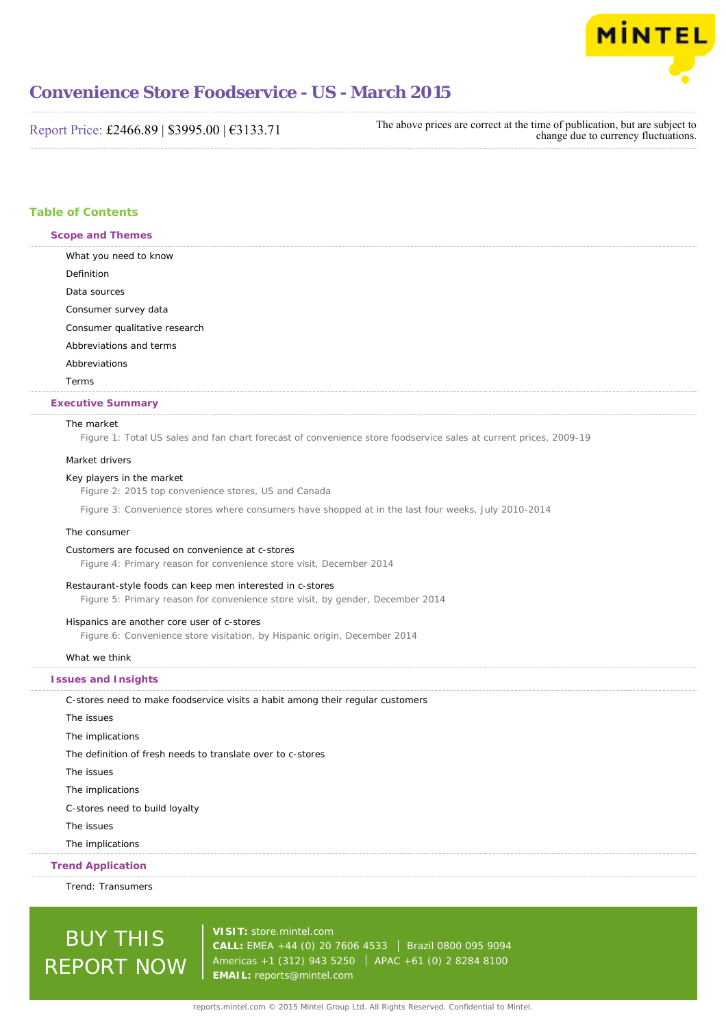# Convenience Store Foodservice - US - March 2015

Report Price: £2466.89 | $3995.00 | €3133.71

The above prices are correct at the time of publication, but are subject to change due to currency fluctuations.

## Table of Contents

### Scope and Themes

- What you need to know
- Definition
- Data sources
- Consumer survey data
- Consumer qualitative research
- Abbreviations and terms
- Abbreviations
- Terms

### Executive Summary

- The market
  - Figure 1: Total US sales and fan chart forecast of convenience store foodservice sales at current prices, 2009-19
- Market drivers
- Key players in the market
  - Figure 2: 2015 top convenience stores, US and Canada
  - Figure 3: Convenience stores where consumers have shopped at in the last four weeks, July 2010-2014
- The consumer
- Customers are focused on convenience at c-stores
  - Figure 4: Primary reason for convenience store visit, December 2014
- Restaurant-style foods can keep men interested in c-stores
  - Figure 5: Primary reason for convenience store visit, by gender, December 2014
- Hispanics are another core user of c-stores
  - Figure 6: Convenience store visitation, by Hispanic origin, December 2014
- What we think

### Issues and Insights

- C-stores need to make foodservice visits a habit among their regular customers
- The issues
- The implications
- The definition of fresh needs to translate over to c-stores
- The issues
- The implications
- C-stores need to build loyalty
- The issues
- The implications

### Trend Application

- Trend: Transumers

BUY THIS REPORT NOW

**VISIT:** store.mintel.com
**CALL:** EMEA +44 (0) 20 7606 4533 | Brazil 0800 095 9094
Americas +1 (312) 943 5250 | APAC +61 (0) 2 8284 8100
**EMAIL:** reports@mintel.com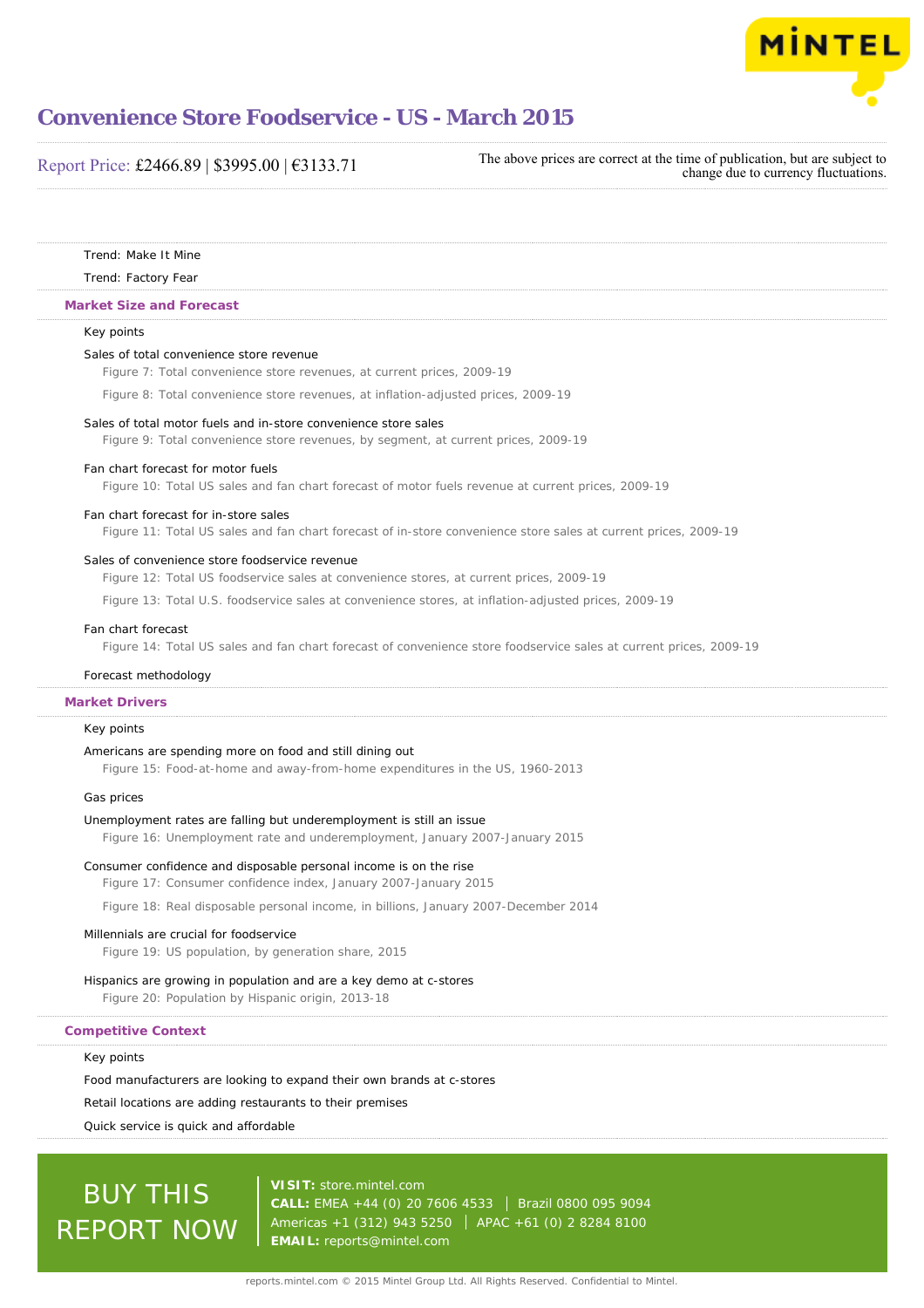Trend: Make It Mine

Trend: Factory Fear

### Market Size and Forecast

Key points

Sales of total convenience store revenue

Figure 7: Total convenience store revenues, at current prices, 2009-19

Figure 8: Total convenience store revenues, at inflation-adjusted prices, 2009-19

Sales of total motor fuels and in-store convenience store sales

Figure 9: Total convenience store revenues, by segment, at current prices, 2009-19

Fan chart forecast for motor fuels

Figure 10: Total US sales and fan chart forecast of motor fuels revenue at current prices, 2009-19

Fan chart forecast for in-store sales

Figure 11: Total US sales and fan chart forecast of in-store convenience store sales at current prices, 2009-19

Sales of convenience store foodservice revenue

Figure 12: Total US foodservice sales at convenience stores, at current prices, 2009-19

Figure 13: Total U.S. foodservice sales at convenience stores, at inflation-adjusted prices, 2009-19

Fan chart forecast

Figure 14: Total US sales and fan chart forecast of convenience store foodservice sales at current prices, 2009-19

Forecast methodology

### Market Drivers

Key points

Americans are spending more on food and still dining out

Figure 15: Food-at-home and away-from-home expenditures in the US, 1960-2013

Gas prices

Unemployment rates are falling but underemployment is still an issue

Figure 16: Unemployment rate and underemployment, January 2007-January 2015

Consumer confidence and disposable personal income is on the rise

Figure 17: Consumer confidence index, January 2007-January 2015

Figure 18: Real disposable personal income, in billions, January 2007-December 2014

Millennials are crucial for foodservice

Figure 19: US population, by generation share, 2015

Hispanics are growing in population and are a key demo at c-stores

Figure 20: Population by Hispanic origin, 2013-18

### Competitive Context

Key points

Food manufacturers are looking to expand their own brands at c-stores

Retail locations are adding restaurants to their premises

Quick service is quick and affordable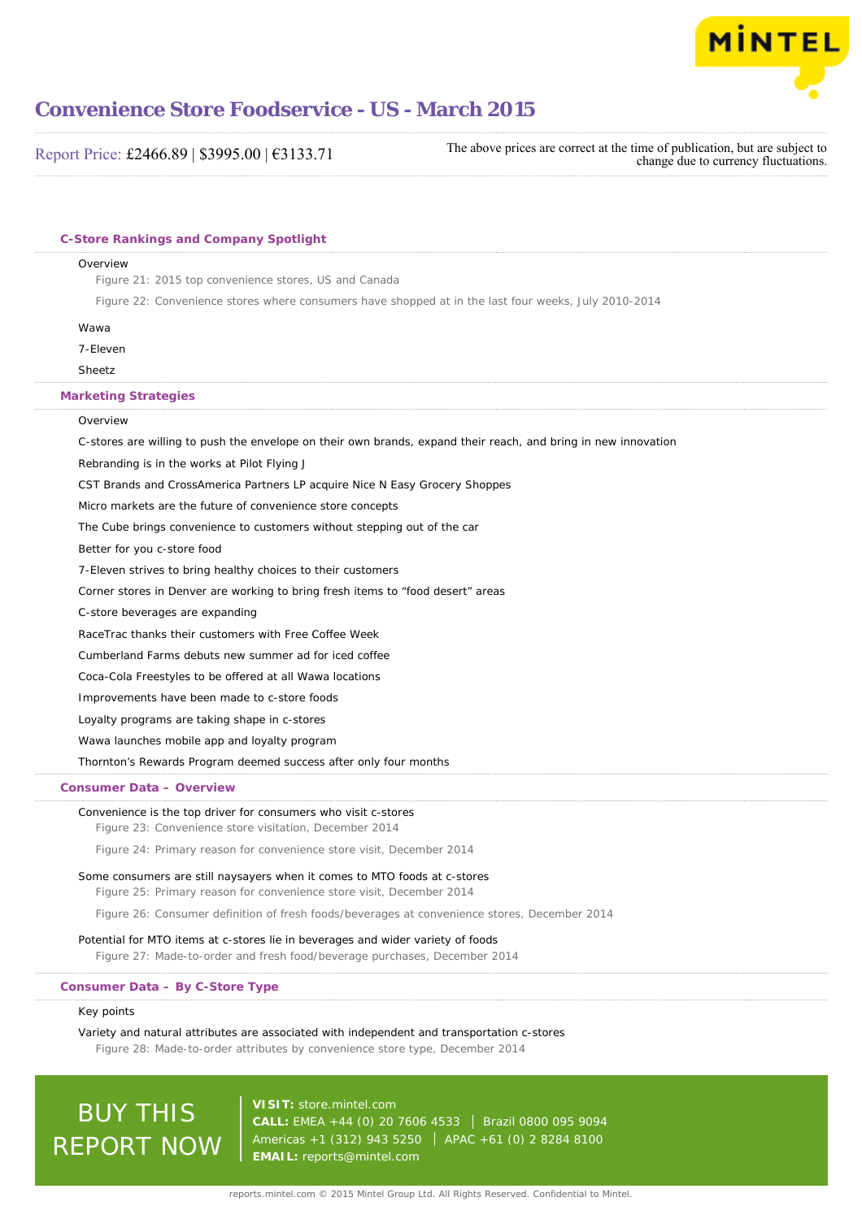## C-Store Rankings and Company Spotlight

Overview

Figure 21: 2015 top convenience stores, US and Canada

Figure 22: Convenience stores where consumers have shopped at in the last four weeks, July 2010-2014

Wawa

7-Eleven

Sheetz

## Marketing Strategies

Overview

C-stores are willing to push the envelope on their own brands, expand their reach, and bring in new innovation

Rebranding is in the works at Pilot Flying J

CST Brands and CrossAmerica Partners LP acquire Nice N Easy Grocery Shoppes

Micro markets are the future of convenience store concepts

The Cube brings convenience to customers without stepping out of the car

Better for you c-store food

7-Eleven strives to bring healthy choices to their customers

Corner stores in Denver are working to bring fresh items to "food desert" areas

C-store beverages are expanding

RaceTrac thanks their customers with Free Coffee Week

Cumberland Farms debuts new summer ad for iced coffee

Coca-Cola Freestyles to be offered at all Wawa locations

Improvements have been made to c-store foods

Loyalty programs are taking shape in c-stores

Wawa launches mobile app and loyalty program

Thornton's Rewards Program deemed success after only four months

## Consumer Data – Overview

Convenience is the top driver for consumers who visit c-stores

Figure 23: Convenience store visitation, December 2014

Figure 24: Primary reason for convenience store visit, December 2014

Some consumers are still naysayers when it comes to MTO foods at c-stores

Figure 25: Primary reason for convenience store visit, December 2014

Figure 26: Consumer definition of fresh foods/beverages at convenience stores, December 2014

Potential for MTO items at c-stores lie in beverages and wider variety of foods

Figure 27: Made-to-order and fresh food/beverage purchases, December 2014

## Consumer Data – By C-Store Type

Key points

Variety and natural attributes are associated with independent and transportation c-stores

Figure 28: Made-to-order attributes by convenience store type, December 2014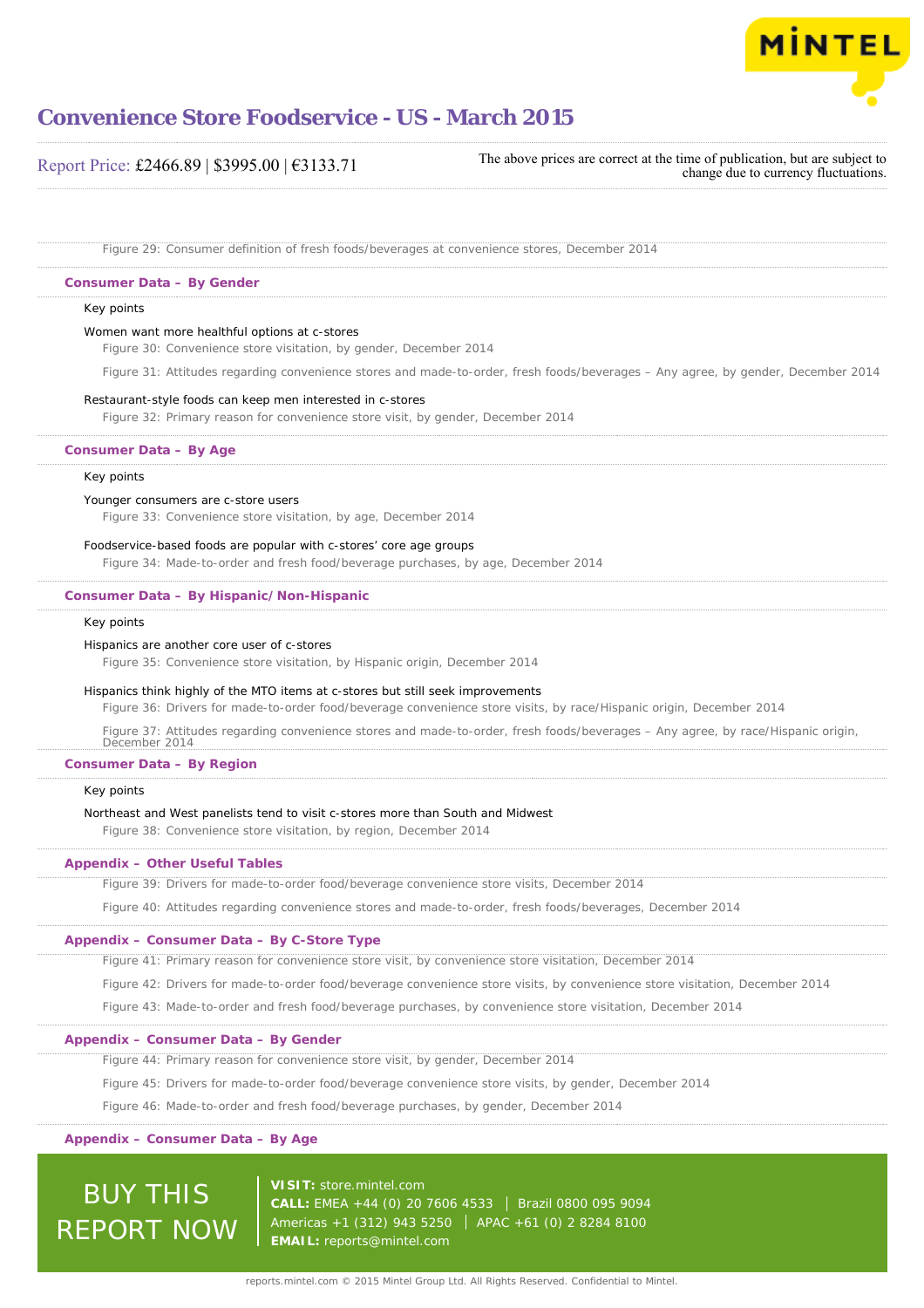Figure 29: Consumer definition of fresh foods/beverages at convenience stores, December 2014

### Consumer Data – By Gender

Key points

Women want more healthful options at c-stores

Figure 30: Convenience store visitation, by gender, December 2014

Figure 31: Attitudes regarding convenience stores and made-to-order, fresh foods/beverages – Any agree, by gender, December 2014

Restaurant-style foods can keep men interested in c-stores

Figure 32: Primary reason for convenience store visit, by gender, December 2014

### Consumer Data – By Age

Key points

Younger consumers are c-store users

Figure 33: Convenience store visitation, by age, December 2014

Foodservice-based foods are popular with c-stores' core age groups

Figure 34: Made-to-order and fresh food/beverage purchases, by age, December 2014

### Consumer Data – By Hispanic/Non-Hispanic

Key points

Hispanics are another core user of c-stores

Figure 35: Convenience store visitation, by Hispanic origin, December 2014

Hispanics think highly of the MTO items at c-stores but still seek improvements

Figure 36: Drivers for made-to-order food/beverage convenience store visits, by race/Hispanic origin, December 2014

Figure 37: Attitudes regarding convenience stores and made-to-order, fresh foods/beverages – Any agree, by race/Hispanic origin, December 2014

### Consumer Data – By Region

Key points

Northeast and West panelists tend to visit c-stores more than South and Midwest

Figure 38: Convenience store visitation, by region, December 2014

### Appendix – Other Useful Tables

Figure 39: Drivers for made-to-order food/beverage convenience store visits, December 2014

Figure 40: Attitudes regarding convenience stores and made-to-order, fresh foods/beverages, December 2014

### Appendix – Consumer Data – By C-Store Type

Figure 41: Primary reason for convenience store visit, by convenience store visitation, December 2014

Figure 42: Drivers for made-to-order food/beverage convenience store visits, by convenience store visitation, December 2014

Figure 43: Made-to-order and fresh food/beverage purchases, by convenience store visitation, December 2014

### Appendix – Consumer Data – By Gender

Figure 44: Primary reason for convenience store visit, by gender, December 2014

Figure 45: Drivers for made-to-order food/beverage convenience store visits, by gender, December 2014

Figure 46: Made-to-order and fresh food/beverage purchases, by gender, December 2014

### Appendix – Consumer Data – By Age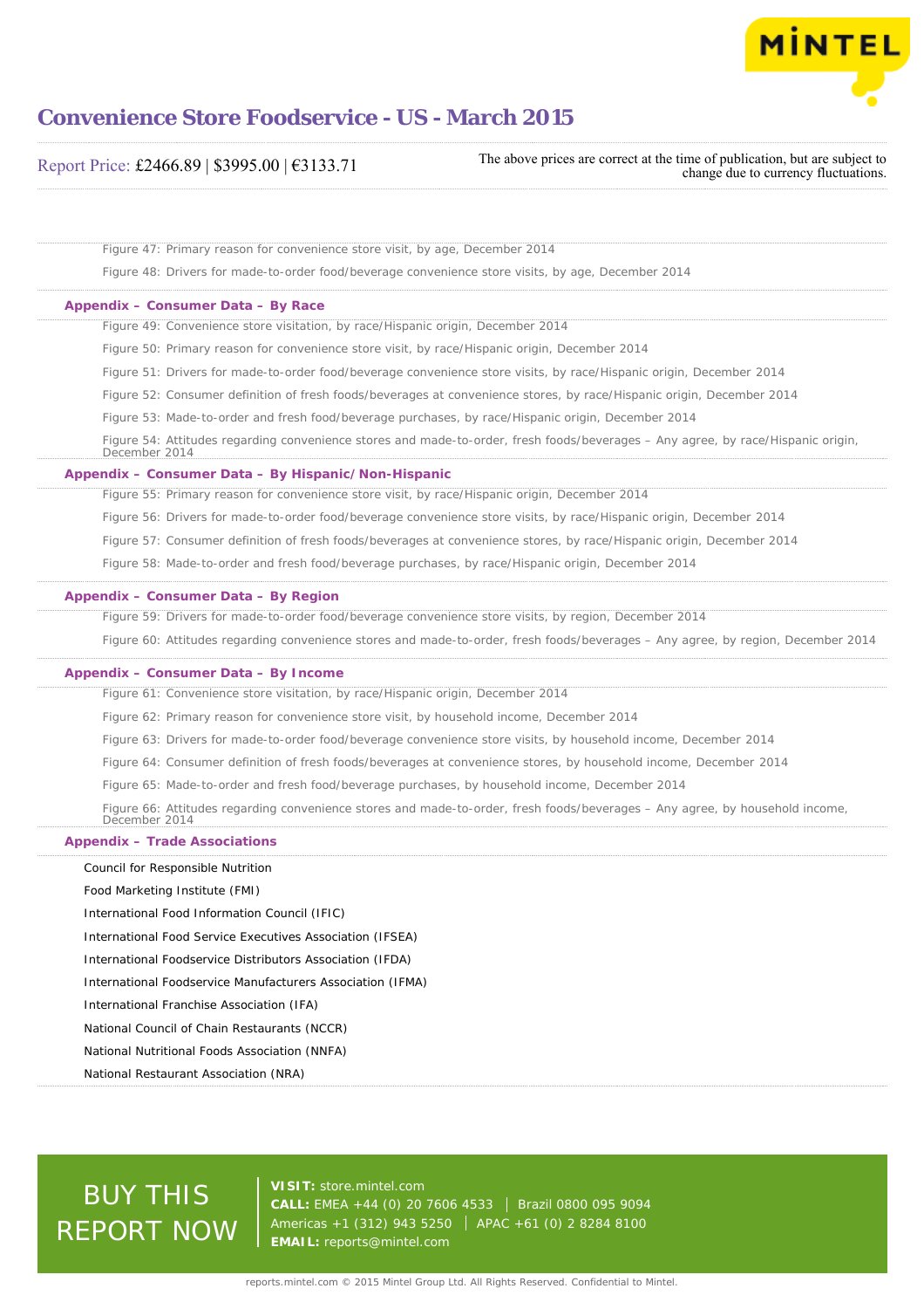Figure 47: Primary reason for convenience store visit, by age, December 2014

Figure 48: Drivers for made-to-order food/beverage convenience store visits, by age, December 2014

### Appendix – Consumer Data – By Race

Figure 49: Convenience store visitation, by race/Hispanic origin, December 2014

Figure 50: Primary reason for convenience store visit, by race/Hispanic origin, December 2014

Figure 51: Drivers for made-to-order food/beverage convenience store visits, by race/Hispanic origin, December 2014

Figure 52: Consumer definition of fresh foods/beverages at convenience stores, by race/Hispanic origin, December 2014

Figure 53: Made-to-order and fresh food/beverage purchases, by race/Hispanic origin, December 2014

Figure 54: Attitudes regarding convenience stores and made-to-order, fresh foods/beverages – Any agree, by race/Hispanic origin, December 2014

### Appendix – Consumer Data – By Hispanic/Non-Hispanic

Figure 55: Primary reason for convenience store visit, by race/Hispanic origin, December 2014

Figure 56: Drivers for made-to-order food/beverage convenience store visits, by race/Hispanic origin, December 2014

Figure 57: Consumer definition of fresh foods/beverages at convenience stores, by race/Hispanic origin, December 2014

Figure 58: Made-to-order and fresh food/beverage purchases, by race/Hispanic origin, December 2014

### Appendix – Consumer Data – By Region

Figure 59: Drivers for made-to-order food/beverage convenience store visits, by region, December 2014

Figure 60: Attitudes regarding convenience stores and made-to-order, fresh foods/beverages – Any agree, by region, December 2014

### Appendix – Consumer Data – By Income

Figure 61: Convenience store visitation, by race/Hispanic origin, December 2014

Figure 62: Primary reason for convenience store visit, by household income, December 2014

Figure 63: Drivers for made-to-order food/beverage convenience store visits, by household income, December 2014

Figure 64: Consumer definition of fresh foods/beverages at convenience stores, by household income, December 2014

Figure 65: Made-to-order and fresh food/beverage purchases, by household income, December 2014

Figure 66: Attitudes regarding convenience stores and made-to-order, fresh foods/beverages – Any agree, by household income, December 2014

### Appendix – Trade Associations

Council for Responsible Nutrition

Food Marketing Institute (FMI)

International Food Information Council (IFIC)

International Food Service Executives Association (IFSEA)

International Foodservice Distributors Association (IFDA)

International Foodservice Manufacturers Association (IFMA)

International Franchise Association (IFA)

National Council of Chain Restaurants (NCCR)

National Nutritional Foods Association (NNFA)

National Restaurant Association (NRA)